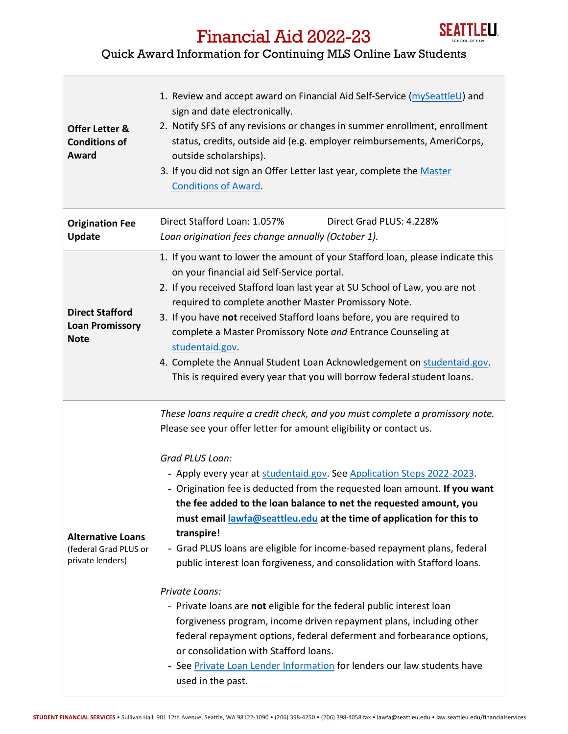# Financial Aid 2022-23

## Quick Award Information for Continuing MLS Online Law Students

| | |
|---|---|
| **Offer Letter & Conditions of Award** | 1. Review and accept award on Financial Aid Self-Service (mySeattleU) and sign and date electronically.<br>2. Notify SFS of any revisions or changes in summer enrollment, enrollment status, credits, outside aid (e.g. employer reimbursements, AmeriCorps, outside scholarships).<br>3. If you did not sign an Offer Letter last year, complete the Master Conditions of Award. |
| **Origination Fee Update** | Direct Stafford Loan: 1.057% Direct Grad PLUS: 4.228%<br>*Loan origination fees change annually (October 1).* |
| **Direct Stafford Loan Promissory Note** | 1. If you want to lower the amount of your Stafford loan, please indicate this on your financial aid Self-Service portal.<br>2. If you received Stafford loan last year at SU School of Law, you are not required to complete another Master Promissory Note.<br>3. If you have **not** received Stafford loans before, you are required to complete a Master Promissory Note *and* Entrance Counseling at studentaid.gov.<br>4. Complete the Annual Student Loan Acknowledgement on studentaid.gov. This is required every year that you will borrow federal student loans. |
| **Alternative Loans** (federal Grad PLUS or private lenders) | *These loans require a credit check, and you must complete a promissory note.* Please see your offer letter for amount eligibility or contact us.<br><br>*Grad PLUS Loan:*<br>- Apply every year at studentaid.gov. See Application Steps 2022-2023.<br>- Origination fee is deducted from the requested loan amount. **If you want the fee added to the loan balance to net the requested amount, you must email lawfa@seattleu.edu at the time of application for this to transpire!**<br>- Grad PLUS loans are eligible for income-based repayment plans, federal public interest loan forgiveness, and consolidation with Stafford loans.<br><br>*Private Loans:*<br>- Private loans are **not** eligible for the federal public interest loan forgiveness program, income driven repayment plans, including other federal repayment options, federal deferment and forbearance options, or consolidation with Stafford loans.<br>- See Private Loan Lender Information for lenders our law students have used in the past. |

**STUDENT FINANCIAL SERVICES** • Sullivan Hall, 901 12th Avenue, Seattle, WA 98122-1090 • (206) 398-4250 • (206) 398-4058 fax • lawfa@seattleu.edu • law.seattleu.edu/financialservices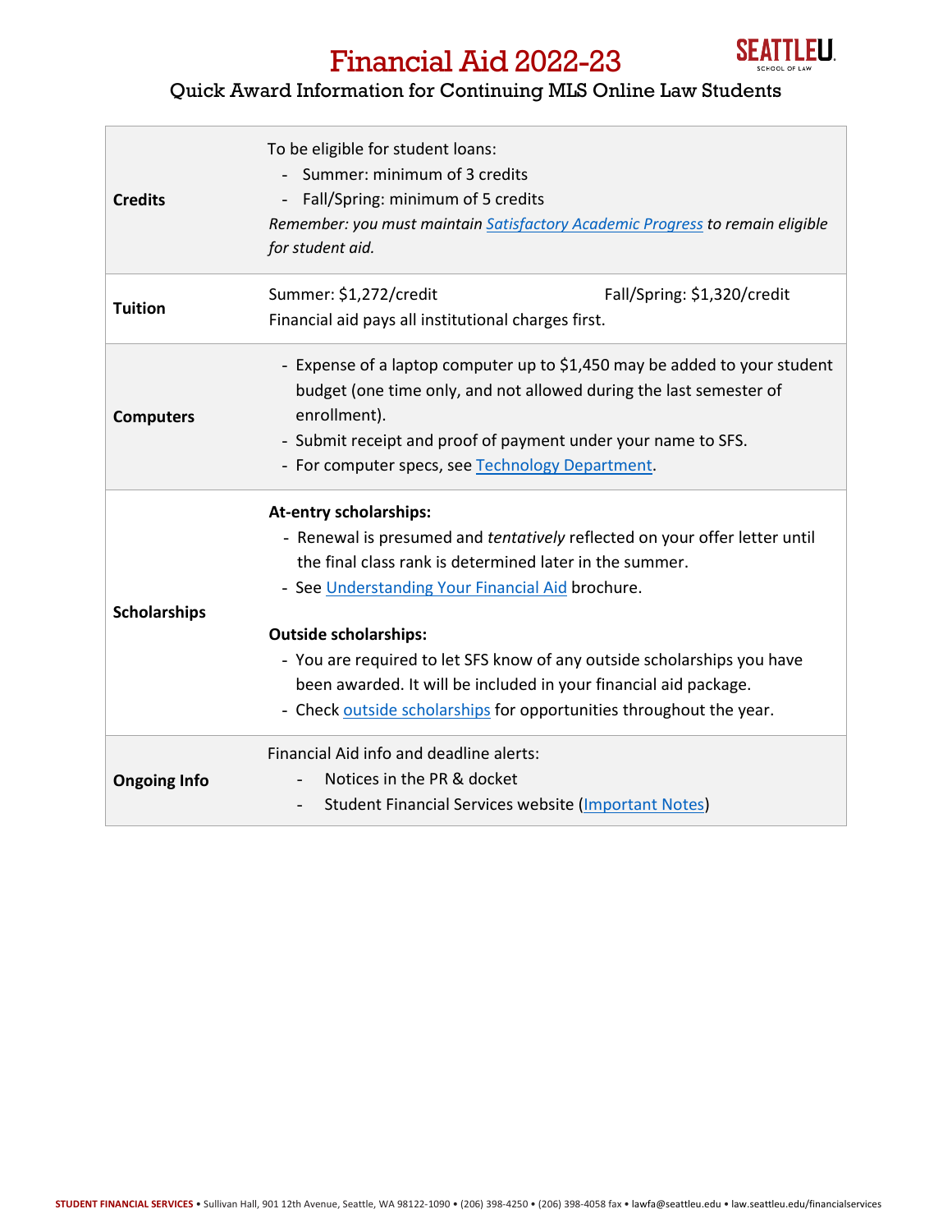# Financial Aid 2022-23

## Quick Award Information for Continuing MLS Online Law Students

| | |
|---|---|
| **Credits** | To be eligible for student loans:<br>- Summer: minimum of 3 credits<br>- Fall/Spring: minimum of 5 credits<br>*Remember: you must maintain Satisfactory Academic Progress to remain eligible for student aid.* |
| **Tuition** | Summer: $1,272/credit Fall/Spring: $1,320/credit<br>Financial aid pays all institutional charges first. |
| **Computers** | - Expense of a laptop computer up to $1,450 may be added to your student budget (one time only, and not allowed during the last semester of enrollment).<br>- Submit receipt and proof of payment under your name to SFS.<br>- For computer specs, see Technology Department. |
| **Scholarships** | **At-entry scholarships:**<br>- Renewal is presumed and *tentatively* reflected on your offer letter until the final class rank is determined later in the summer.<br>- See Understanding Your Financial Aid brochure.<br><br>**Outside scholarships:**<br>- You are required to let SFS know of any outside scholarships you have been awarded. It will be included in your financial aid package.<br>- Check outside scholarships for opportunities throughout the year. |
| **Ongoing Info** | Financial Aid info and deadline alerts:<br>- Notices in the PR & docket<br>- Student Financial Services website (Important Notes) |

**STUDENT FINANCIAL SERVICES** • Sullivan Hall, 901 12th Avenue, Seattle, WA 98122-1090 • (206) 398-4250 • (206) 398-4058 fax • lawfa@seattleu.edu • law.seattleu.edu/financialservices